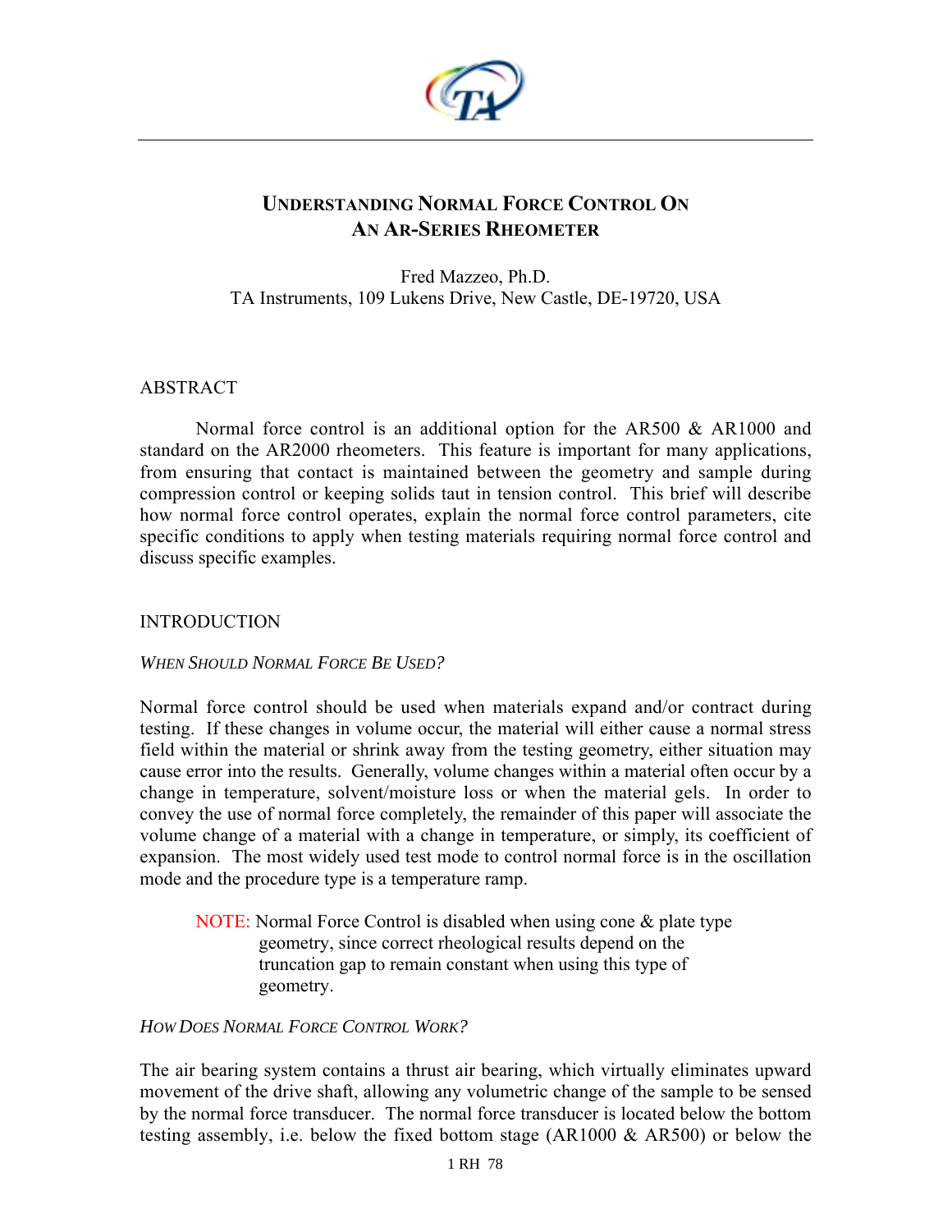# UNDERSTANDING NORMAL FORCE CONTROL ON AN AR-SERIES RHEOMETER

Fred Mazzeo, Ph.D.
TA Instruments, 109 Lukens Drive, New Castle, DE-19720, USA

## ABSTRACT

Normal force control is an additional option for the AR500 & AR1000 and standard on the AR2000 rheometers. This feature is important for many applications, from ensuring that contact is maintained between the geometry and sample during compression control or keeping solids taut in tension control. This brief will describe how normal force control operates, explain the normal force control parameters, cite specific conditions to apply when testing materials requiring normal force control and discuss specific examples.

## INTRODUCTION

### *When Should Normal Force Be Used?*

Normal force control should be used when materials expand and/or contract during testing. If these changes in volume occur, the material will either cause a normal stress field within the material or shrink away from the testing geometry, either situation may cause error into the results. Generally, volume changes within a material often occur by a change in temperature, solvent/moisture loss or when the material gels. In order to convey the use of normal force completely, the remainder of this paper will associate the volume change of a material with a change in temperature, or simply, its coefficient of expansion. The most widely used test mode to control normal force is in the oscillation mode and the procedure type is a temperature ramp.

> NOTE: Normal Force Control is disabled when using cone & plate type geometry, since correct rheological results depend on the truncation gap to remain constant when using this type of geometry.

### *How Does Normal Force Control Work?*

The air bearing system contains a thrust air bearing, which virtually eliminates upward movement of the drive shaft, allowing any volumetric change of the sample to be sensed by the normal force transducer. The normal force transducer is located below the bottom testing assembly, i.e. below the fixed bottom stage (AR1000 & AR500) or below the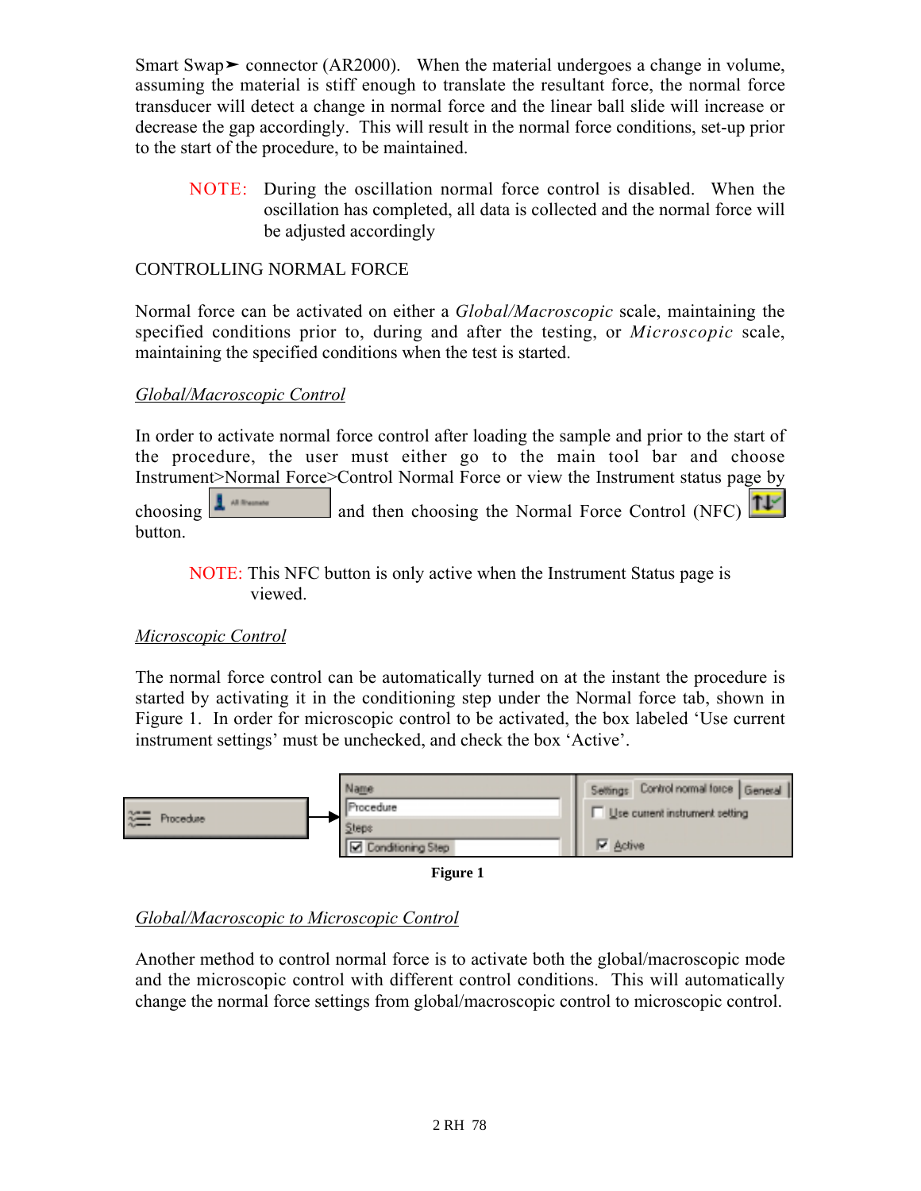Smart Swap➤ connector (AR2000). When the material undergoes a change in volume, assuming the material is stiff enough to translate the resultant force, the normal force transducer will detect a change in normal force and the linear ball slide will increase or decrease the gap accordingly. This will result in the normal force conditions, set-up prior to the start of the procedure, to be maintained.

> NOTE: During the oscillation normal force control is disabled. When the oscillation has completed, all data is collected and the normal force will be adjusted accordingly

CONTROLLING NORMAL FORCE

Normal force can be activated on either a *Global/Macroscopic* scale, maintaining the specified conditions prior to, during and after the testing, or *Microscopic* scale, maintaining the specified conditions when the test is started.

## *Global/Macroscopic Control*

In order to activate normal force control after loading the sample and prior to the start of the procedure, the user must either go to the main tool bar and choose Instrument>Normal Force>Control Normal Force or view the Instrument status page by choosing [All Parameters] and then choosing the Normal Force Control (NFC) button.

> NOTE: This NFC button is only active when the Instrument Status page is viewed.

## *Microscopic Control*

The normal force control can be automatically turned on at the instant the procedure is started by activating it in the conditioning step under the Normal force tab, shown in Figure 1. In order for microscopic control to be activated, the box labeled 'Use current instrument settings' must be unchecked, and check the box 'Active'.

**Figure 1**

## *Global/Macroscopic to Microscopic Control*

Another method to control normal force is to activate both the global/macroscopic mode and the microscopic control with different control conditions. This will automatically change the normal force settings from global/macroscopic control to microscopic control.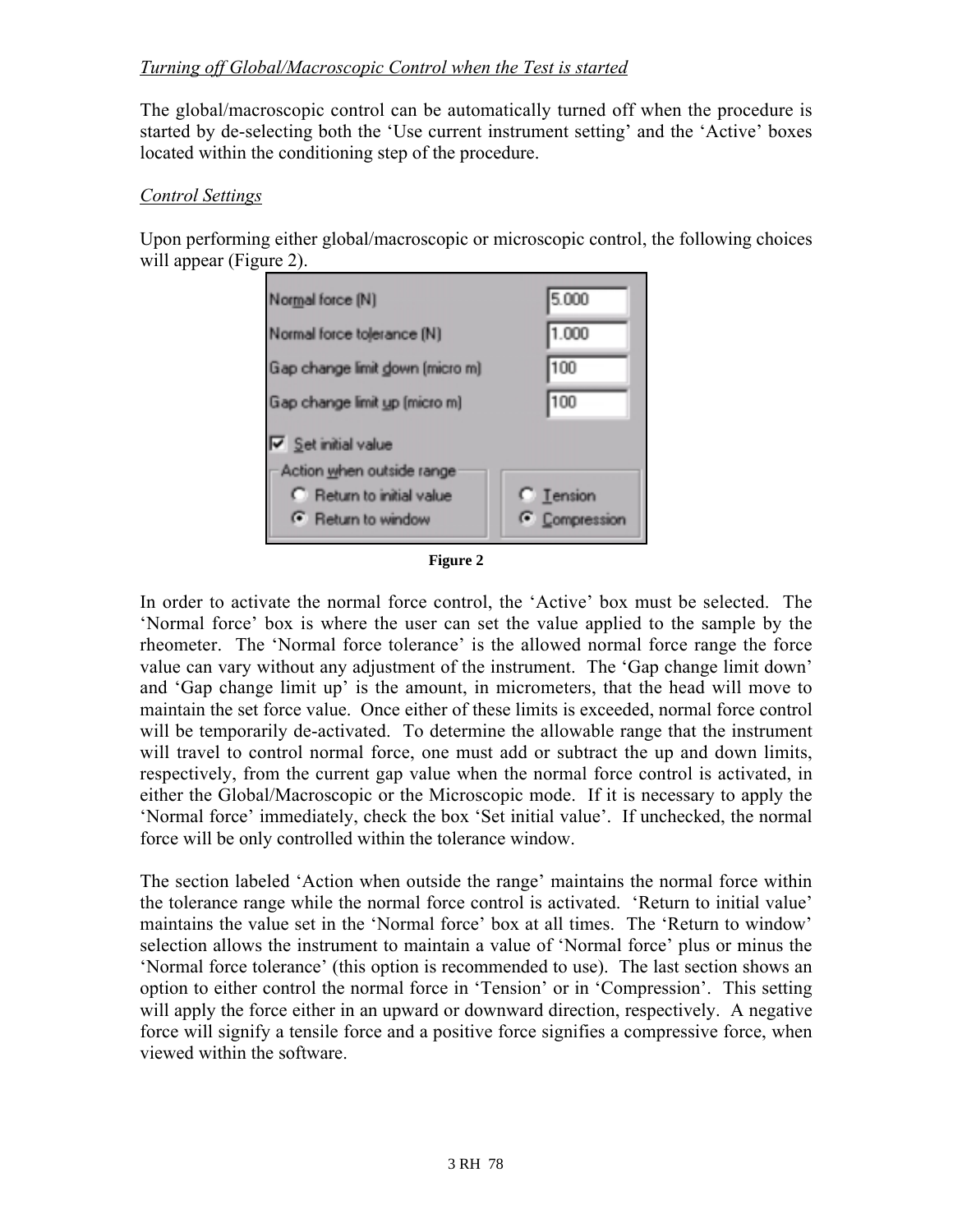*Turning off Global/Macroscopic Control when the Test is started*

The global/macroscopic control can be automatically turned off when the procedure is started by de-selecting both the 'Use current instrument setting' and the 'Active' boxes located within the conditioning step of the procedure.

*Control Settings*

Upon performing either global/macroscopic or microscopic control, the following choices will appear (Figure 2).

| Normal force (N) | 5.000 |
|---|---|
| Normal force tolerance (N) | 1.000 |
| Gap change limit down (micro m) | 100 |
| Gap change limit up (micro m) | 100 |

☑ Set initial value

Action when outside range
- ○ Return to initial value
- ◉ Return to window

- ○ Tension
- ◉ Compression

**Figure 2**

In order to activate the normal force control, the 'Active' box must be selected. The 'Normal force' box is where the user can set the value applied to the sample by the rheometer. The 'Normal force tolerance' is the allowed normal force range the force value can vary without any adjustment of the instrument. The 'Gap change limit down' and 'Gap change limit up' is the amount, in micrometers, that the head will move to maintain the set force value. Once either of these limits is exceeded, normal force control will be temporarily de-activated. To determine the allowable range that the instrument will travel to control normal force, one must add or subtract the up and down limits, respectively, from the current gap value when the normal force control is activated, in either the Global/Macroscopic or the Microscopic mode. If it is necessary to apply the 'Normal force' immediately, check the box 'Set initial value'. If unchecked, the normal force will be only controlled within the tolerance window.

The section labeled 'Action when outside the range' maintains the normal force within the tolerance range while the normal force control is activated. 'Return to initial value' maintains the value set in the 'Normal force' box at all times. The 'Return to window' selection allows the instrument to maintain a value of 'Normal force' plus or minus the 'Normal force tolerance' (this option is recommended to use). The last section shows an option to either control the normal force in 'Tension' or in 'Compression'. This setting will apply the force either in an upward or downward direction, respectively. A negative force will signify a tensile force and a positive force signifies a compressive force, when viewed within the software.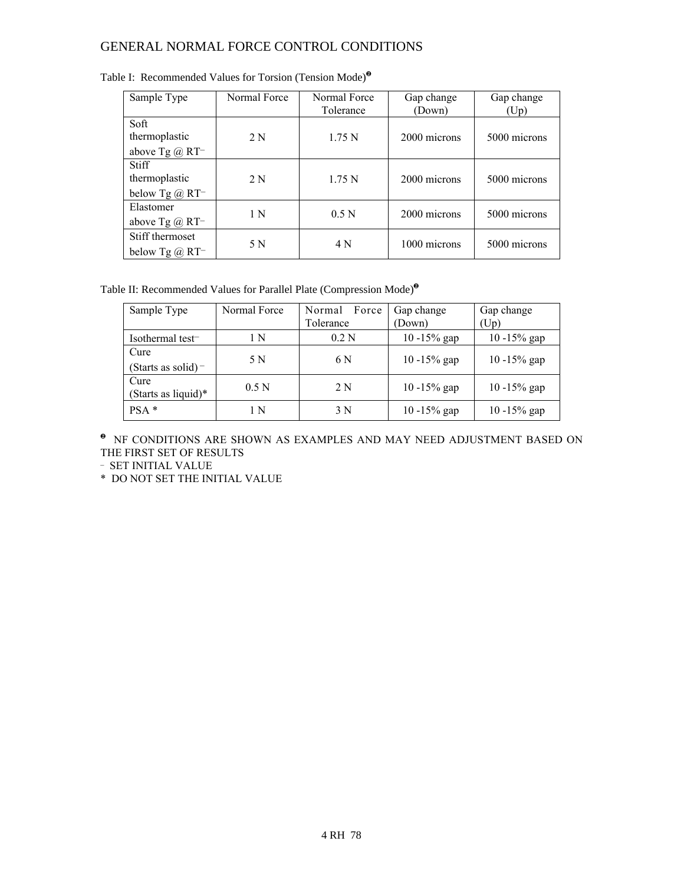# GENERAL NORMAL FORCE CONTROL CONDITIONS

Table I: Recommended Values for Torsion (Tension Mode)❷

| Sample Type | Normal Force | Normal Force Tolerance | Gap change (Down) | Gap change (Up) |
|---|---|---|---|---|
| Soft thermoplastic above Tg @ RT⁻ | 2 N | 1.75 N | 2000 microns | 5000 microns |
| Stiff thermoplastic below Tg @ RT⁻ | 2 N | 1.75 N | 2000 microns | 5000 microns |
| Elastomer above Tg @ RT⁻ | 1 N | 0.5 N | 2000 microns | 5000 microns |
| Stiff thermoset below Tg @ RT⁻ | 5 N | 4 N | 1000 microns | 5000 microns |

Table II: Recommended Values for Parallel Plate (Compression Mode)❷

| Sample Type | Normal Force | Normal Force Tolerance | Gap change (Down) | Gap change (Up) |
|---|---|---|---|---|
| Isothermal test⁻ | 1 N | 0.2 N | 10 -15% gap | 10 -15% gap |
| Cure (Starts as solid)⁻ | 5 N | 6 N | 10 -15% gap | 10 -15% gap |
| Cure (Starts as liquid)* | 0.5 N | 2 N | 10 -15% gap | 10 -15% gap |
| PSA * | 1 N | 3 N | 10 -15% gap | 10 -15% gap |

❷ NF CONDITIONS ARE SHOWN AS EXAMPLES AND MAY NEED ADJUSTMENT BASED ON THE FIRST SET OF RESULTS

⁻ SET INITIAL VALUE

* DO NOT SET THE INITIAL VALUE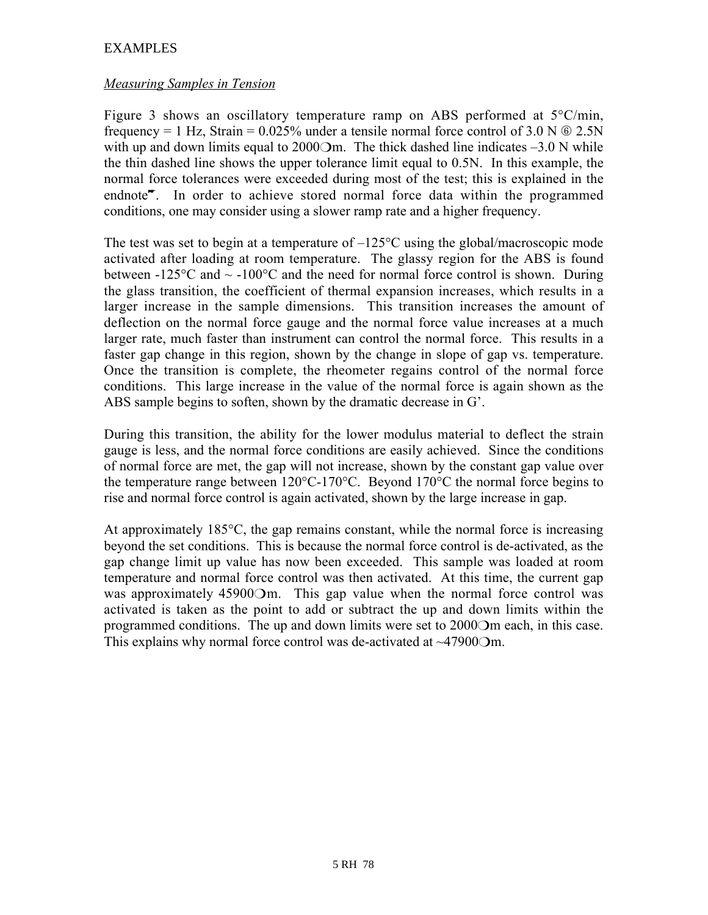EXAMPLES

*Measuring Samples in Tension*

Figure 3 shows an oscillatory temperature ramp on ABS performed at 5°C/min, frequency = 1 Hz, Strain = 0.025% under a tensile normal force control of 3.0 N ⑥ 2.5N with up and down limits equal to 2000❍m. The thick dashed line indicates –3.0 N while the thin dashed line shows the upper tolerance limit equal to 0.5N. In this example, the normal force tolerances were exceeded during most of the test; this is explained in the endnote☛. In order to achieve stored normal force data within the programmed conditions, one may consider using a slower ramp rate and a higher frequency.

The test was set to begin at a temperature of –125°C using the global/macroscopic mode activated after loading at room temperature. The glassy region for the ABS is found between -125°C and ~ -100°C and the need for normal force control is shown. During the glass transition, the coefficient of thermal expansion increases, which results in a larger increase in the sample dimensions. This transition increases the amount of deflection on the normal force gauge and the normal force value increases at a much larger rate, much faster than instrument can control the normal force. This results in a faster gap change in this region, shown by the change in slope of gap vs. temperature. Once the transition is complete, the rheometer regains control of the normal force conditions. This large increase in the value of the normal force is again shown as the ABS sample begins to soften, shown by the dramatic decrease in G'.

During this transition, the ability for the lower modulus material to deflect the strain gauge is less, and the normal force conditions are easily achieved. Since the conditions of normal force are met, the gap will not increase, shown by the constant gap value over the temperature range between 120°C-170°C. Beyond 170°C the normal force begins to rise and normal force control is again activated, shown by the large increase in gap.

At approximately 185°C, the gap remains constant, while the normal force is increasing beyond the set conditions. This is because the normal force control is de-activated, as the gap change limit up value has now been exceeded. This sample was loaded at room temperature and normal force control was then activated. At this time, the current gap was approximately 45900❍m. This gap value when the normal force control was activated is taken as the point to add or subtract the up and down limits within the programmed conditions. The up and down limits were set to 2000❍m each, in this case. This explains why normal force control was de-activated at ~47900❍m.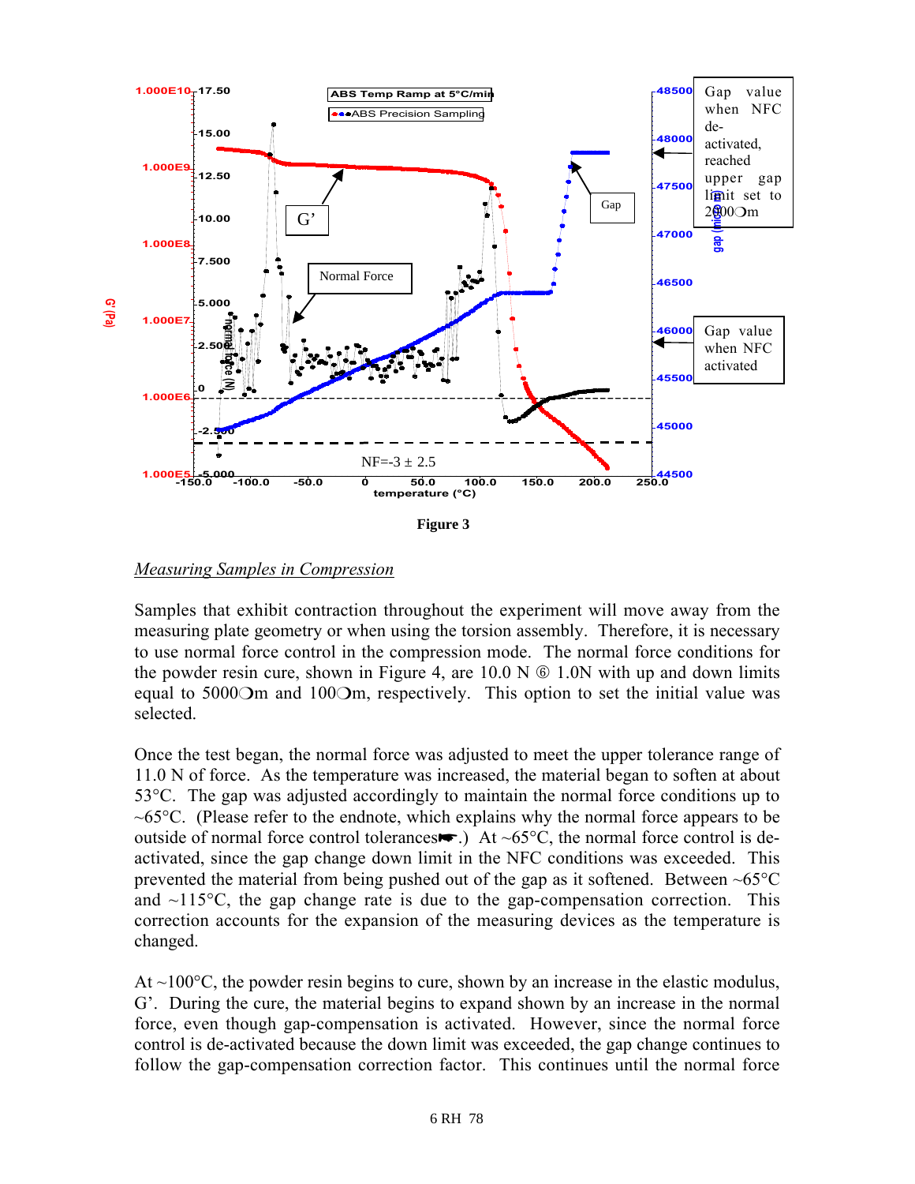Figure 3

*Measuring Samples in Compression*

Samples that exhibit contraction throughout the experiment will move away from the measuring plate geometry or when using the torsion assembly. Therefore, it is necessary to use normal force control in the compression mode. The normal force conditions for the powder resin cure, shown in Figure 4, are 10.0 N ⑥ 1.0N with up and down limits equal to 5000❍m and 100❍m, respectively. This option to set the initial value was selected.

Once the test began, the normal force was adjusted to meet the upper tolerance range of 11.0 N of force. As the temperature was increased, the material began to soften at about 53°C. The gap was adjusted accordingly to maintain the normal force conditions up to ~65°C. (Please refer to the endnote, which explains why the normal force appears to be outside of normal force control tolerances☛.) At ~65°C, the normal force control is de-activated, since the gap change down limit in the NFC conditions was exceeded. This prevented the material from being pushed out of the gap as it softened. Between ~65°C and ~115°C, the gap change rate is due to the gap-compensation correction. This correction accounts for the expansion of the measuring devices as the temperature is changed.

At ~100°C, the powder resin begins to cure, shown by an increase in the elastic modulus, G'. During the cure, the material begins to expand shown by an increase in the normal force, even though gap-compensation is activated. However, since the normal force control is de-activated because the down limit was exceeded, the gap change continues to follow the gap-compensation correction factor. This continues until the normal force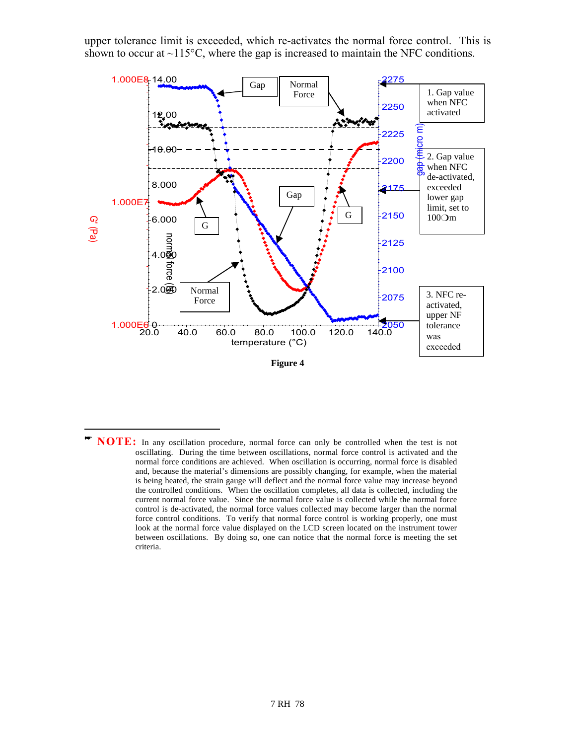upper tolerance limit is exceeded, which re-activates the normal force control. This is shown to occur at ~115°C, where the gap is increased to maintain the NFC conditions.

1.000E8
1.000E7
1.000E6
G' (Pa)

14.00
12.00
10.00
8.000
6.000
4.000
2.000
0
normal force (g)

2275
2250
2225
2200
2175
2150
2125
2100
2075
2050
gap (micro m)

20.0
40.0
60.0
80.0
100.0
120.0
140.0
temperature (°C)

Gap

Normal Force

G

Gap

G

Normal Force

1. Gap value when NFC activated

2. Gap value when NFC de-activated, exceeded lower gap limit, set to 100 μm

3. NFC re-activated, upper NF tolerance was exceeded

**Figure 4**

---

**NOTE:** In any oscillation procedure, normal force can only be controlled when the test is not oscillating. During the time between oscillations, normal force control is activated and the normal force conditions are achieved. When oscillation is occurring, normal force is disabled and, because the material's dimensions are possibly changing, for example, when the material is being heated, the strain gauge will deflect and the normal force value may increase beyond the controlled conditions. When the oscillation completes, all data is collected, including the current normal force value. Since the normal force value is collected while the normal force control is de-activated, the normal force values collected may become larger than the normal force control conditions. To verify that normal force control is working properly, one must look at the normal force value displayed on the LCD screen located on the instrument tower between oscillations. By doing so, one can notice that the normal force is meeting the set criteria.